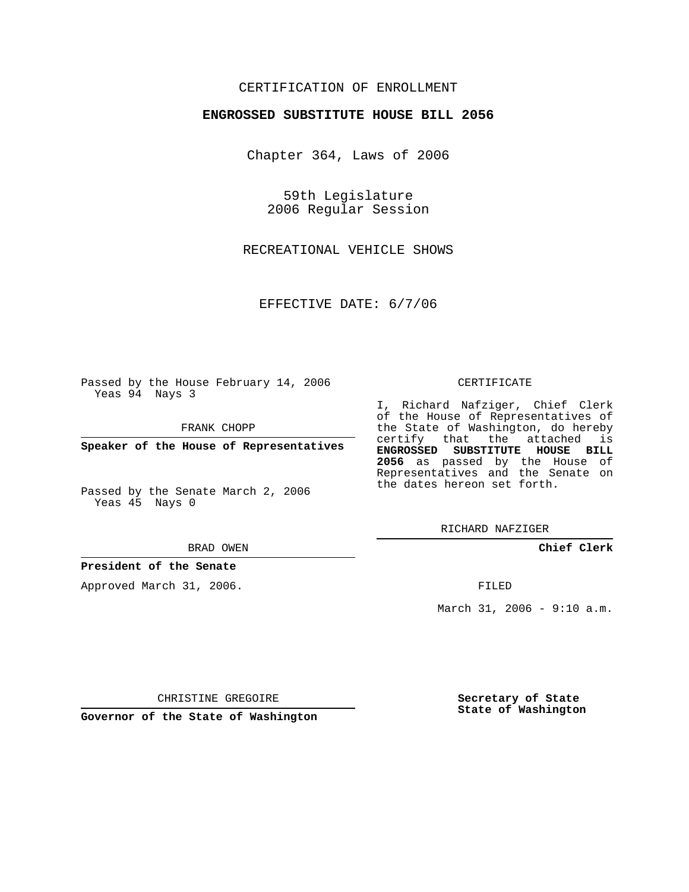CERTIFICATION OF ENROLLMENT

**ENGROSSED SUBSTITUTE HOUSE BILL 2056**

Chapter 364, Laws of 2006

59th Legislature
2006 Regular Session

RECREATIONAL VEHICLE SHOWS

EFFECTIVE DATE: 6/7/06

Passed by the House February 14, 2006
Yeas 94 Nays 3

FRANK CHOPP

**Speaker of the House of Representatives**

Passed by the Senate March 2, 2006
Yeas 45 Nays 0

BRAD OWEN

**President of the Senate**

Approved March 31, 2006.

CHRISTINE GREGOIRE

**Governor of the State of Washington**

CERTIFICATE

I, Richard Nafziger, Chief Clerk of the House of Representatives of the State of Washington, do hereby certify that the attached is **ENGROSSED SUBSTITUTE HOUSE BILL 2056** as passed by the House of Representatives and the Senate on the dates hereon set forth.

RICHARD NAFZIGER

**Chief Clerk**

FILED

March 31, 2006 - 9:10 a.m.

**Secretary of State**
**State of Washington**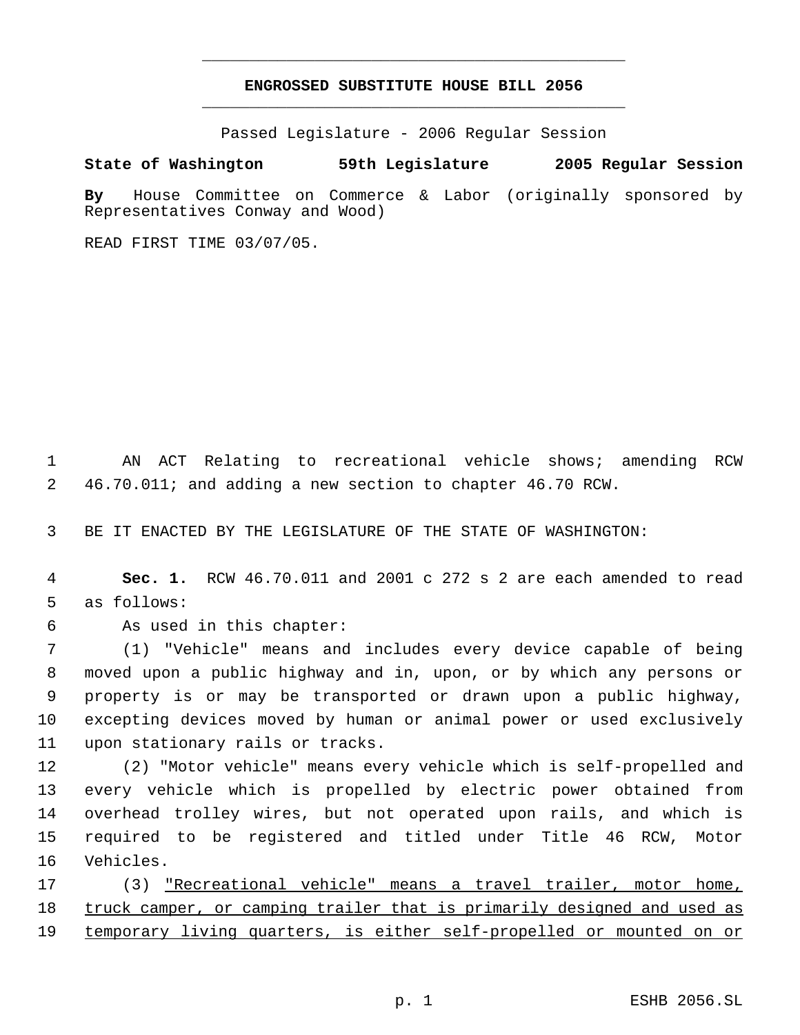# ENGROSSED SUBSTITUTE HOUSE BILL 2056

Passed Legislature - 2006 Regular Session

**State of Washington 59th Legislature 2005 Regular Session**

**By** House Committee on Commerce & Labor (originally sponsored by Representatives Conway and Wood)

READ FIRST TIME 03/07/05.

AN ACT Relating to recreational vehicle shows; amending RCW 46.70.011; and adding a new section to chapter 46.70 RCW.

BE IT ENACTED BY THE LEGISLATURE OF THE STATE OF WASHINGTON:

**Sec. 1.** RCW 46.70.011 and 2001 c 272 s 2 are each amended to read as follows:

As used in this chapter:

(1) "Vehicle" means and includes every device capable of being moved upon a public highway and in, upon, or by which any persons or property is or may be transported or drawn upon a public highway, excepting devices moved by human or animal power or used exclusively upon stationary rails or tracks.

(2) "Motor vehicle" means every vehicle which is self-propelled and every vehicle which is propelled by electric power obtained from overhead trolley wires, but not operated upon rails, and which is required to be registered and titled under Title 46 RCW, Motor Vehicles.

(3) <u>"Recreational vehicle" means a travel trailer, motor home, truck camper, or camping trailer that is primarily designed and used as temporary living quarters, is either self-propelled or mounted on or</u>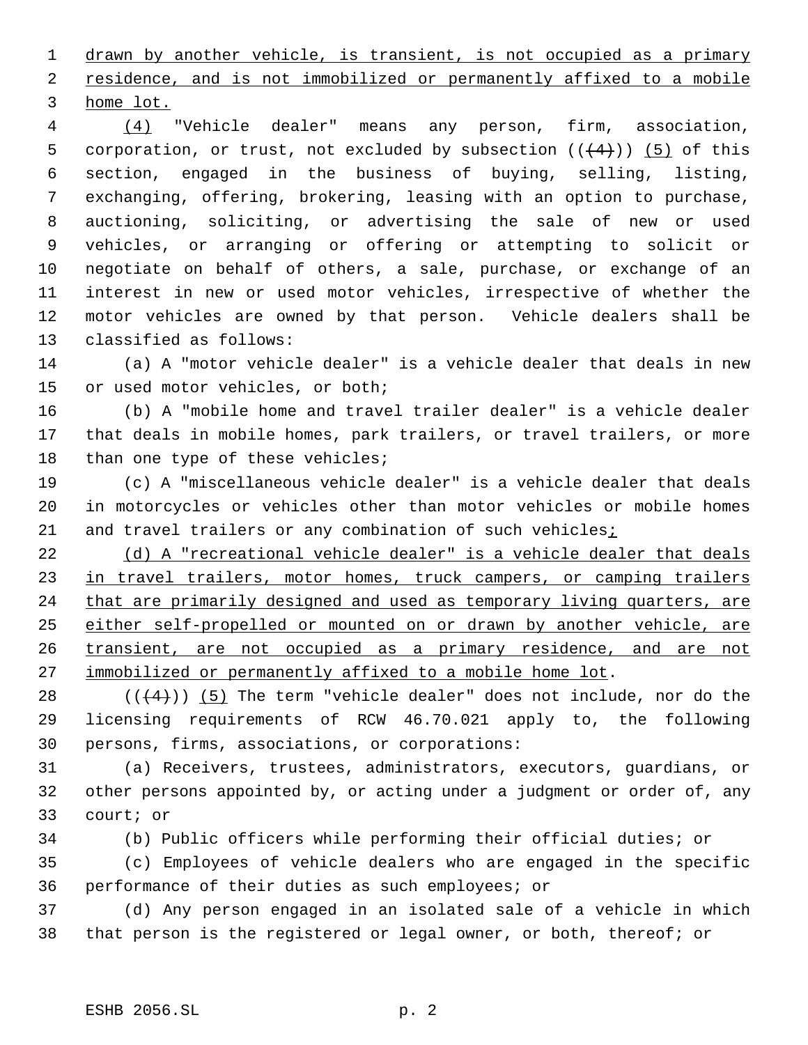drawn by another vehicle, is transient, is not occupied as a primary residence, and is not immobilized or permanently affixed to a mobile home lot.

(4) "Vehicle dealer" means any person, firm, association, corporation, or trust, not excluded by subsection ((~~(4)~~)) (5) of this section, engaged in the business of buying, selling, listing, exchanging, offering, brokering, leasing with an option to purchase, auctioning, soliciting, or advertising the sale of new or used vehicles, or arranging or offering or attempting to solicit or negotiate on behalf of others, a sale, purchase, or exchange of an interest in new or used motor vehicles, irrespective of whether the motor vehicles are owned by that person. Vehicle dealers shall be classified as follows:

(a) A "motor vehicle dealer" is a vehicle dealer that deals in new or used motor vehicles, or both;

(b) A "mobile home and travel trailer dealer" is a vehicle dealer that deals in mobile homes, park trailers, or travel trailers, or more than one type of these vehicles;

(c) A "miscellaneous vehicle dealer" is a vehicle dealer that deals in motorcycles or vehicles other than motor vehicles or mobile homes and travel trailers or any combination of such vehicles;

(d) A "recreational vehicle dealer" is a vehicle dealer that deals in travel trailers, motor homes, truck campers, or camping trailers that are primarily designed and used as temporary living quarters, are either self-propelled or mounted on or drawn by another vehicle, are transient, are not occupied as a primary residence, and are not immobilized or permanently affixed to a mobile home lot.

((~~(4)~~)) (5) The term "vehicle dealer" does not include, nor do the licensing requirements of RCW 46.70.021 apply to, the following persons, firms, associations, or corporations:

(a) Receivers, trustees, administrators, executors, guardians, or other persons appointed by, or acting under a judgment or order of, any court; or

(b) Public officers while performing their official duties; or

(c) Employees of vehicle dealers who are engaged in the specific performance of their duties as such employees; or

(d) Any person engaged in an isolated sale of a vehicle in which that person is the registered or legal owner, or both, thereof; or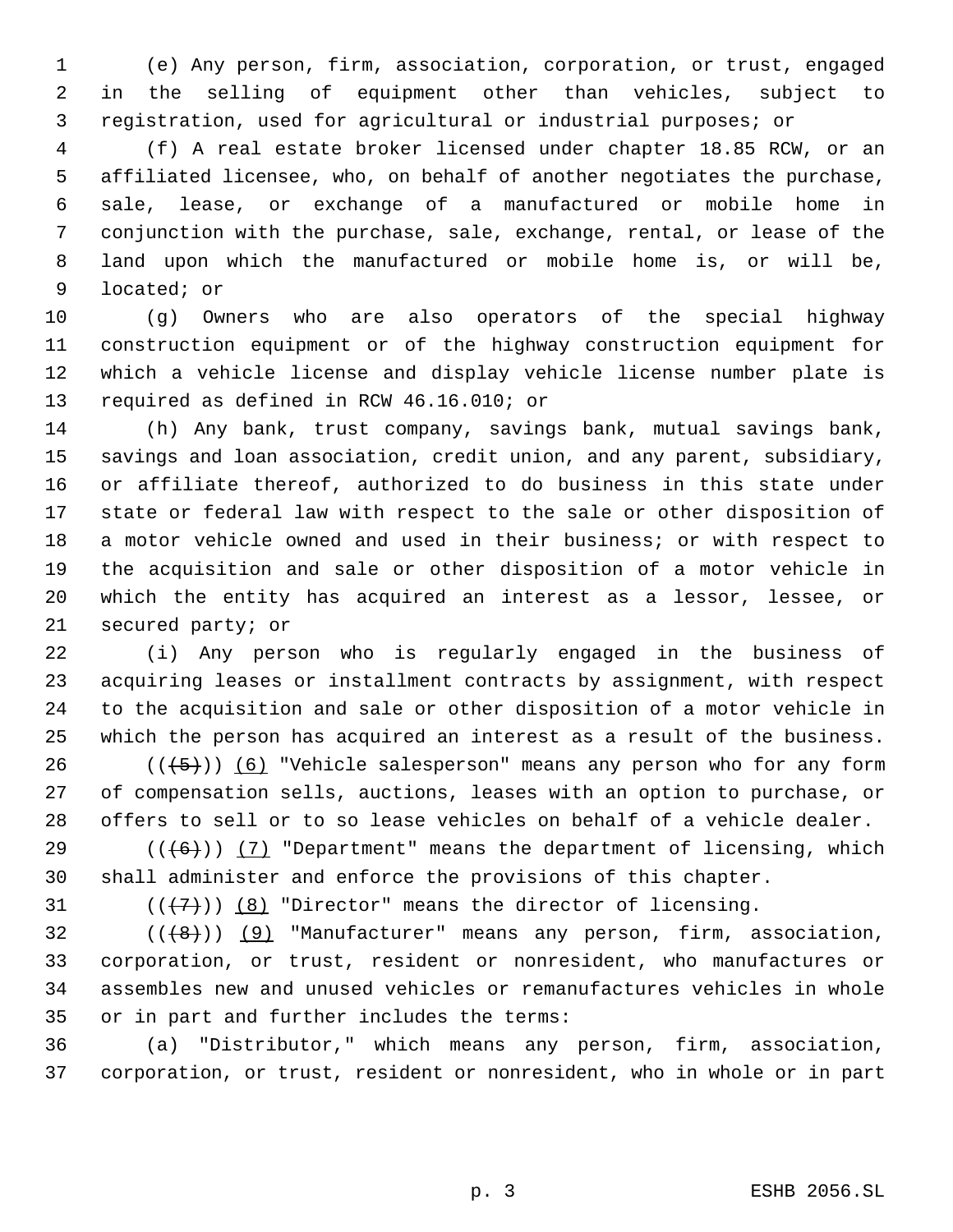(e) Any person, firm, association, corporation, or trust, engaged in the selling of equipment other than vehicles, subject to registration, used for agricultural or industrial purposes; or

(f) A real estate broker licensed under chapter 18.85 RCW, or an affiliated licensee, who, on behalf of another negotiates the purchase, sale, lease, or exchange of a manufactured or mobile home in conjunction with the purchase, sale, exchange, rental, or lease of the land upon which the manufactured or mobile home is, or will be, located; or

(g) Owners who are also operators of the special highway construction equipment or of the highway construction equipment for which a vehicle license and display vehicle license number plate is required as defined in RCW 46.16.010; or

(h) Any bank, trust company, savings bank, mutual savings bank, savings and loan association, credit union, and any parent, subsidiary, or affiliate thereof, authorized to do business in this state under state or federal law with respect to the sale or other disposition of a motor vehicle owned and used in their business; or with respect to the acquisition and sale or other disposition of a motor vehicle in which the entity has acquired an interest as a lessor, lessee, or secured party; or

(i) Any person who is regularly engaged in the business of acquiring leases or installment contracts by assignment, with respect to the acquisition and sale or other disposition of a motor vehicle in which the person has acquired an interest as a result of the business.

~~((5))~~ (6) "Vehicle salesperson" means any person who for any form of compensation sells, auctions, leases with an option to purchase, or offers to sell or to so lease vehicles on behalf of a vehicle dealer.

~~((6))~~ (7) "Department" means the department of licensing, which shall administer and enforce the provisions of this chapter.

~~((7))~~ (8) "Director" means the director of licensing.

~~((8))~~ (9) "Manufacturer" means any person, firm, association, corporation, or trust, resident or nonresident, who manufactures or assembles new and unused vehicles or remanufactures vehicles in whole or in part and further includes the terms:

(a) "Distributor," which means any person, firm, association, corporation, or trust, resident or nonresident, who in whole or in part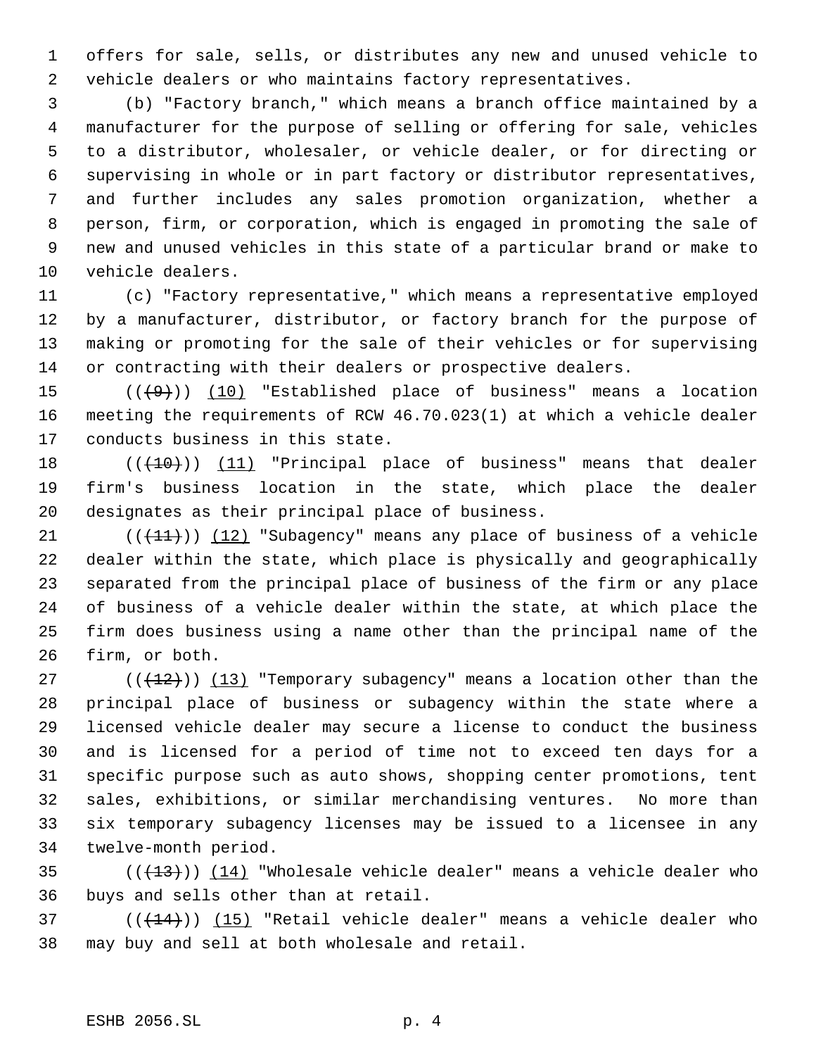offers for sale, sells, or distributes any new and unused vehicle to vehicle dealers or who maintains factory representatives.

(b) "Factory branch," which means a branch office maintained by a manufacturer for the purpose of selling or offering for sale, vehicles to a distributor, wholesaler, or vehicle dealer, or for directing or supervising in whole or in part factory or distributor representatives, and further includes any sales promotion organization, whether a person, firm, or corporation, which is engaged in promoting the sale of new and unused vehicles in this state of a particular brand or make to vehicle dealers.

(c) "Factory representative," which means a representative employed by a manufacturer, distributor, or factory branch for the purpose of making or promoting for the sale of their vehicles or for supervising or contracting with their dealers or prospective dealers.

(((9))) (10) "Established place of business" means a location meeting the requirements of RCW 46.70.023(1) at which a vehicle dealer conducts business in this state.

(((10))) (11) "Principal place of business" means that dealer firm's business location in the state, which place the dealer designates as their principal place of business.

(((11))) (12) "Subagency" means any place of business of a vehicle dealer within the state, which place is physically and geographically separated from the principal place of business of the firm or any place of business of a vehicle dealer within the state, at which place the firm does business using a name other than the principal name of the firm, or both.

(((12))) (13) "Temporary subagency" means a location other than the principal place of business or subagency within the state where a licensed vehicle dealer may secure a license to conduct the business and is licensed for a period of time not to exceed ten days for a specific purpose such as auto shows, shopping center promotions, tent sales, exhibitions, or similar merchandising ventures. No more than six temporary subagency licenses may be issued to a licensee in any twelve-month period.

(((13))) (14) "Wholesale vehicle dealer" means a vehicle dealer who buys and sells other than at retail.

(((14))) (15) "Retail vehicle dealer" means a vehicle dealer who may buy and sell at both wholesale and retail.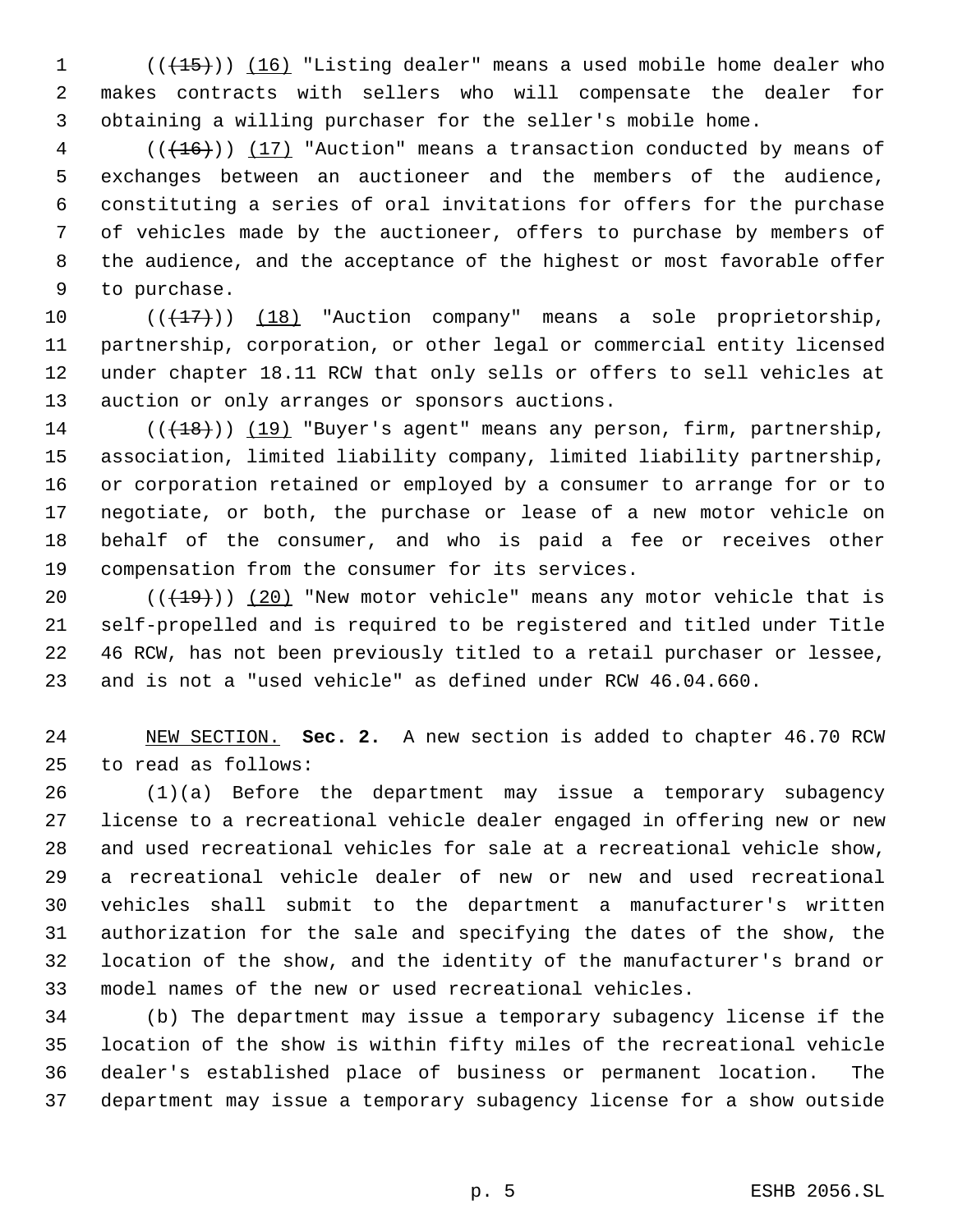(((15))) (16) "Listing dealer" means a used mobile home dealer who makes contracts with sellers who will compensate the dealer for obtaining a willing purchaser for the seller's mobile home.

(((16))) (17) "Auction" means a transaction conducted by means of exchanges between an auctioneer and the members of the audience, constituting a series of oral invitations for offers for the purchase of vehicles made by the auctioneer, offers to purchase by members of the audience, and the acceptance of the highest or most favorable offer to purchase.

(((17))) (18) "Auction company" means a sole proprietorship, partnership, corporation, or other legal or commercial entity licensed under chapter 18.11 RCW that only sells or offers to sell vehicles at auction or only arranges or sponsors auctions.

(((18))) (19) "Buyer's agent" means any person, firm, partnership, association, limited liability company, limited liability partnership, or corporation retained or employed by a consumer to arrange for or to negotiate, or both, the purchase or lease of a new motor vehicle on behalf of the consumer, and who is paid a fee or receives other compensation from the consumer for its services.

(((19))) (20) "New motor vehicle" means any motor vehicle that is self-propelled and is required to be registered and titled under Title 46 RCW, has not been previously titled to a retail purchaser or lessee, and is not a "used vehicle" as defined under RCW 46.04.660.

NEW SECTION. **Sec. 2.** A new section is added to chapter 46.70 RCW to read as follows:

(1)(a) Before the department may issue a temporary subagency license to a recreational vehicle dealer engaged in offering new or new and used recreational vehicles for sale at a recreational vehicle show, a recreational vehicle dealer of new or new and used recreational vehicles shall submit to the department a manufacturer's written authorization for the sale and specifying the dates of the show, the location of the show, and the identity of the manufacturer's brand or model names of the new or used recreational vehicles.

(b) The department may issue a temporary subagency license if the location of the show is within fifty miles of the recreational vehicle dealer's established place of business or permanent location. The department may issue a temporary subagency license for a show outside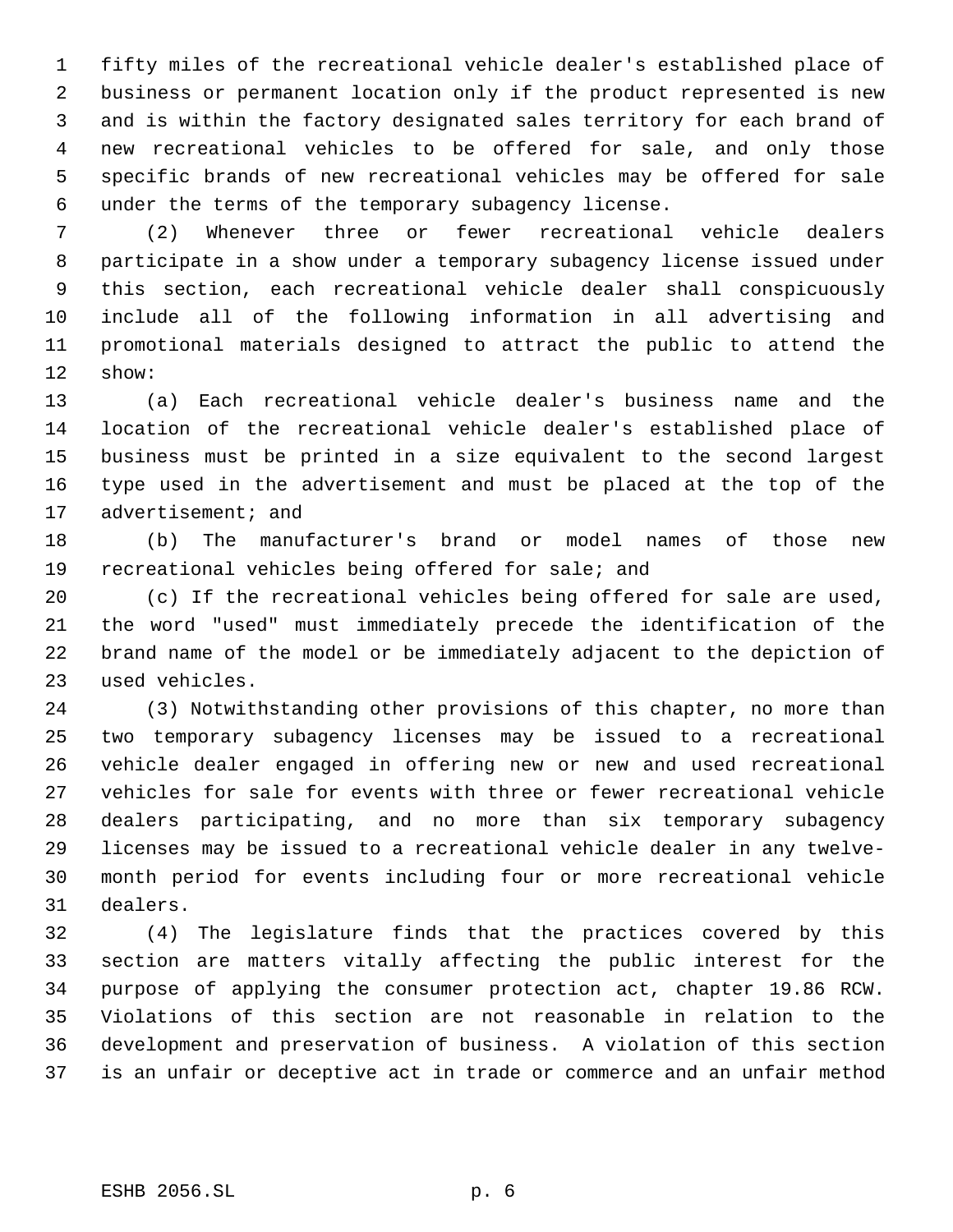fifty miles of the recreational vehicle dealer's established place of business or permanent location only if the product represented is new and is within the factory designated sales territory for each brand of new recreational vehicles to be offered for sale, and only those specific brands of new recreational vehicles may be offered for sale under the terms of the temporary subagency license.

(2) Whenever three or fewer recreational vehicle dealers participate in a show under a temporary subagency license issued under this section, each recreational vehicle dealer shall conspicuously include all of the following information in all advertising and promotional materials designed to attract the public to attend the show:

(a) Each recreational vehicle dealer's business name and the location of the recreational vehicle dealer's established place of business must be printed in a size equivalent to the second largest type used in the advertisement and must be placed at the top of the advertisement; and

(b) The manufacturer's brand or model names of those new recreational vehicles being offered for sale; and

(c) If the recreational vehicles being offered for sale are used, the word "used" must immediately precede the identification of the brand name of the model or be immediately adjacent to the depiction of used vehicles.

(3) Notwithstanding other provisions of this chapter, no more than two temporary subagency licenses may be issued to a recreational vehicle dealer engaged in offering new or new and used recreational vehicles for sale for events with three or fewer recreational vehicle dealers participating, and no more than six temporary subagency licenses may be issued to a recreational vehicle dealer in any twelve-month period for events including four or more recreational vehicle dealers.

(4) The legislature finds that the practices covered by this section are matters vitally affecting the public interest for the purpose of applying the consumer protection act, chapter 19.86 RCW. Violations of this section are not reasonable in relation to the development and preservation of business. A violation of this section is an unfair or deceptive act in trade or commerce and an unfair method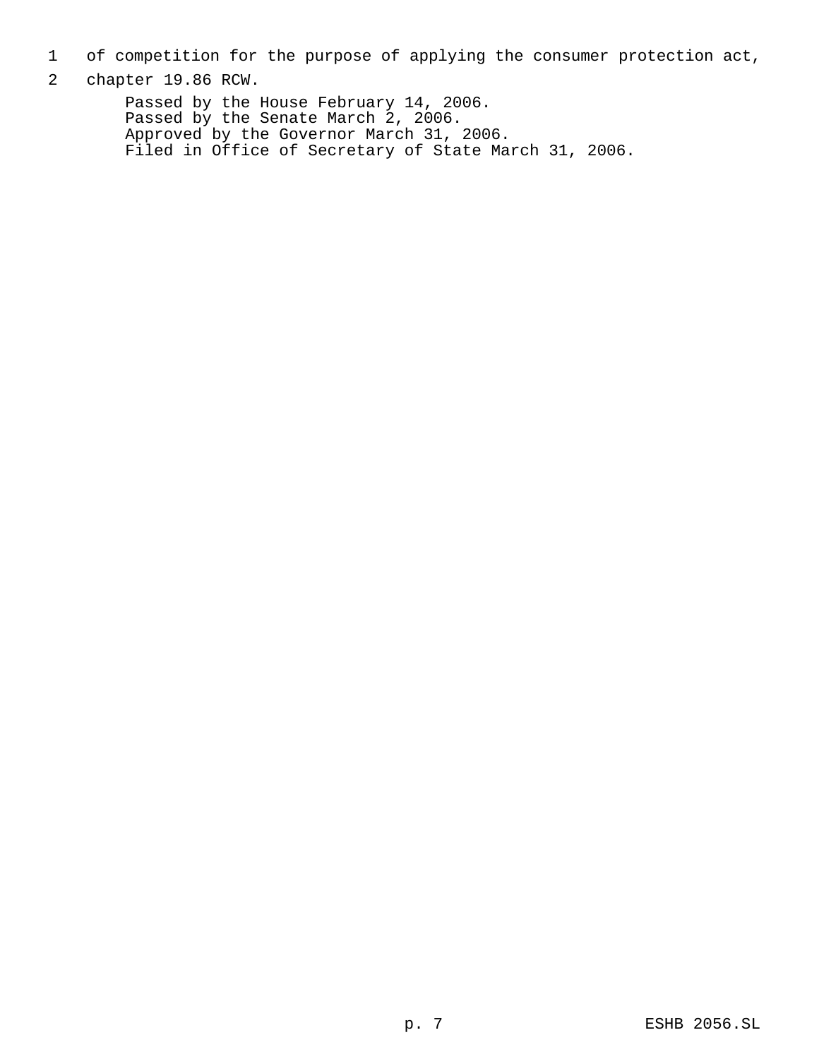of competition for the purpose of applying the consumer protection act, chapter 19.86 RCW.

Passed by the House February 14, 2006.
Passed by the Senate March 2, 2006.
Approved by the Governor March 31, 2006.
Filed in Office of Secretary of State March 31, 2006.